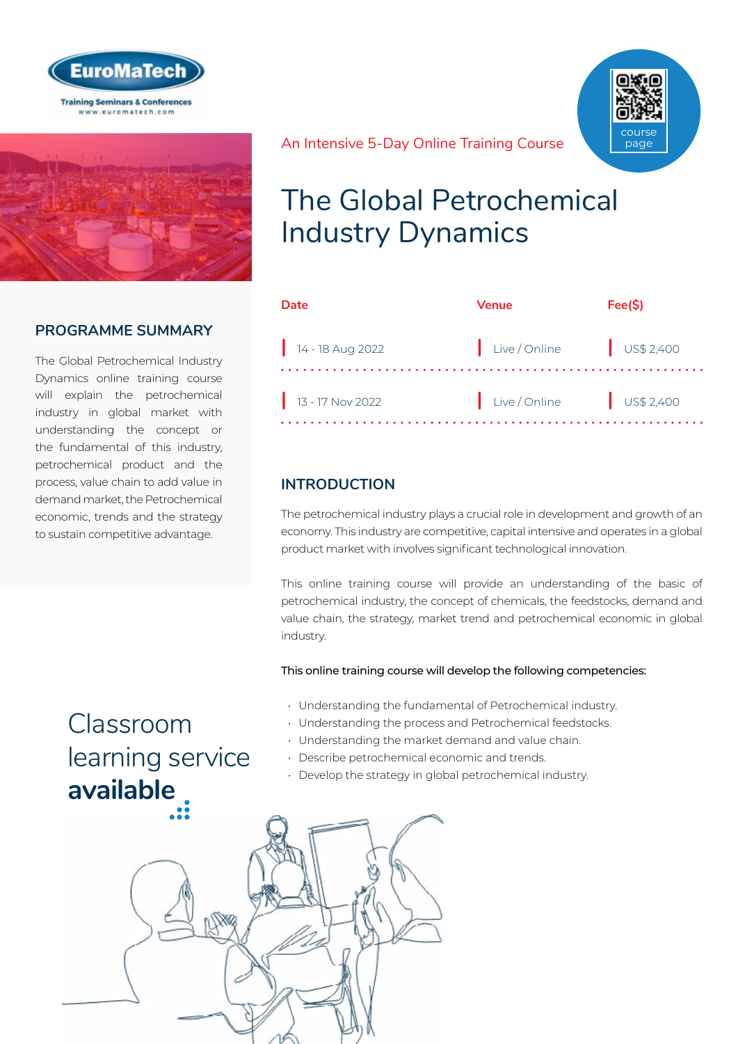EuroMaTech

Training Seminars & Conferences
www.euromatech.com

An Intensive 5-Day Online Training Course

course page

# The Global Petrochemical Industry Dynamics

| Date | Venue | Fee($) |
| --- | --- | --- |
| 14 - 18 Aug 2022 | Live / Online | US$ 2,400 |
| 13 - 17 Nov 2022 | Live / Online | US$ 2,400 |

## PROGRAMME SUMMARY

The Global Petrochemical Industry Dynamics online training course will explain the petrochemical industry in global market with understanding the concept or the fundamental of this industry, petrochemical product and the process, value chain to add value in demand market, the Petrochemical economic, trends and the strategy to sustain competitive advantage.

## INTRODUCTION

The petrochemical industry plays a crucial role in development and growth of an economy. This industry are competitive, capital intensive and operates in a global product market with involves significant technological innovation.

This online training course will provide an understanding of the basic of petrochemical industry, the concept of chemicals, the feedstocks, demand and value chain, the strategy, market trend and petrochemical economic in global industry.

**This online training course will develop the following competencies:**

- Understanding the fundamental of Petrochemical industry.
- Understanding the process and Petrochemical feedstocks.
- Understanding the market demand and value chain.
- Describe petrochemical economic and trends.
- Develop the strategy in global petrochemical industry.

Classroom learning service **available**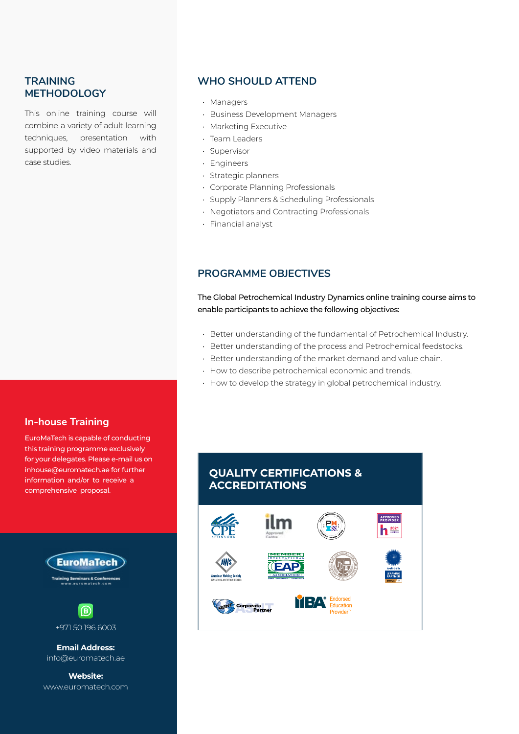## TRAINING METHODOLOGY

This online training course will combine a variety of adult learning techniques, presentation with supported by video materials and case studies.

## WHO SHOULD ATTEND

- Managers
- Business Development Managers
- Marketing Executive
- Team Leaders
- Supervisor
- Engineers
- Strategic planners
- Corporate Planning Professionals
- Supply Planners & Scheduling Professionals
- Negotiators and Contracting Professionals
- Financial analyst

## PROGRAMME OBJECTIVES

The Global Petrochemical Industry Dynamics online training course aims to enable participants to achieve the following objectives:

- Better understanding of the fundamental of Petrochemical Industry.
- Better understanding of the process and Petrochemical feedstocks.
- Better understanding of the market demand and value chain.
- How to describe petrochemical economic and trends.
- How to develop the strategy in global petrochemical industry.

## In-house Training

EuroMaTech is capable of conducting this training programme exclusively for your delegates. Please e-mail us on inhouse@euromatech.ae for further information and/or to receive a comprehensive proposal.

## QUALITY CERTIFICATIONS & ACCREDITATIONS

EuroMaTech
Training Seminars & Conferences
www.euromatech.com

+971 50 196 6003

**Email Address:**
info@euromatech.ae

**Website:**
www.euromatech.com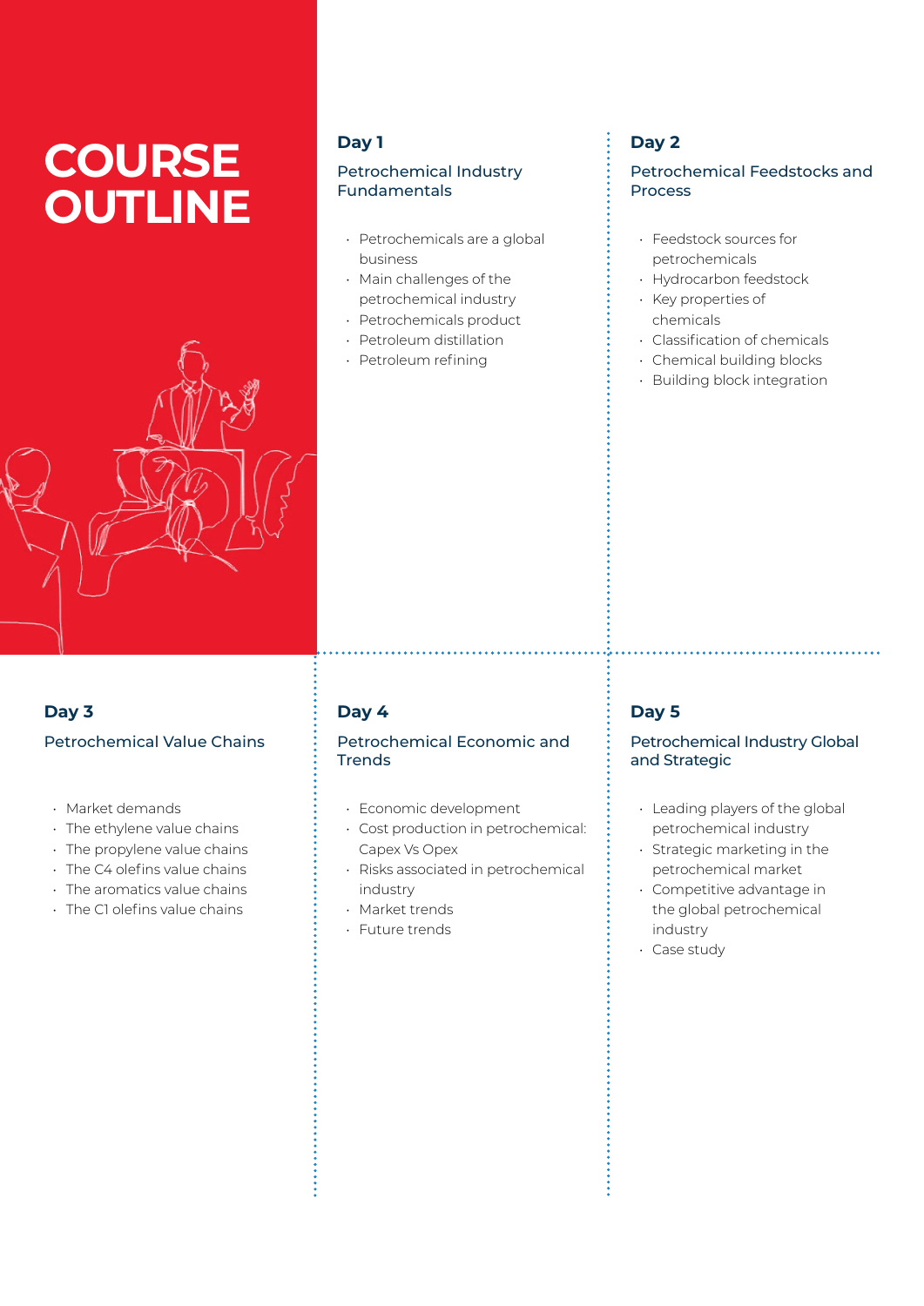# COURSE OUTLINE

## Day 1

### Petrochemical Industry Fundamentals

- Petrochemicals are a global business
- Main challenges of the petrochemical industry
- Petrochemicals product
- Petroleum distillation
- Petroleum refining

## Day 2

### Petrochemical Feedstocks and Process

- Feedstock sources for petrochemicals
- Hydrocarbon feedstock
- Key properties of chemicals
- Classification of chemicals
- Chemical building blocks
- Building block integration

## Day 3

### Petrochemical Value Chains

- Market demands
- The ethylene value chains
- The propylene value chains
- The C4 olefins value chains
- The aromatics value chains
- The C1 olefins value chains

## Day 4

### Petrochemical Economic and Trends

- Economic development
- Cost production in petrochemical: Capex Vs Opex
- Risks associated in petrochemical industry
- Market trends
- Future trends

## Day 5

### Petrochemical Industry Global and Strategic

- Leading players of the global petrochemical industry
- Strategic marketing in the petrochemical market
- Competitive advantage in the global petrochemical industry
- Case study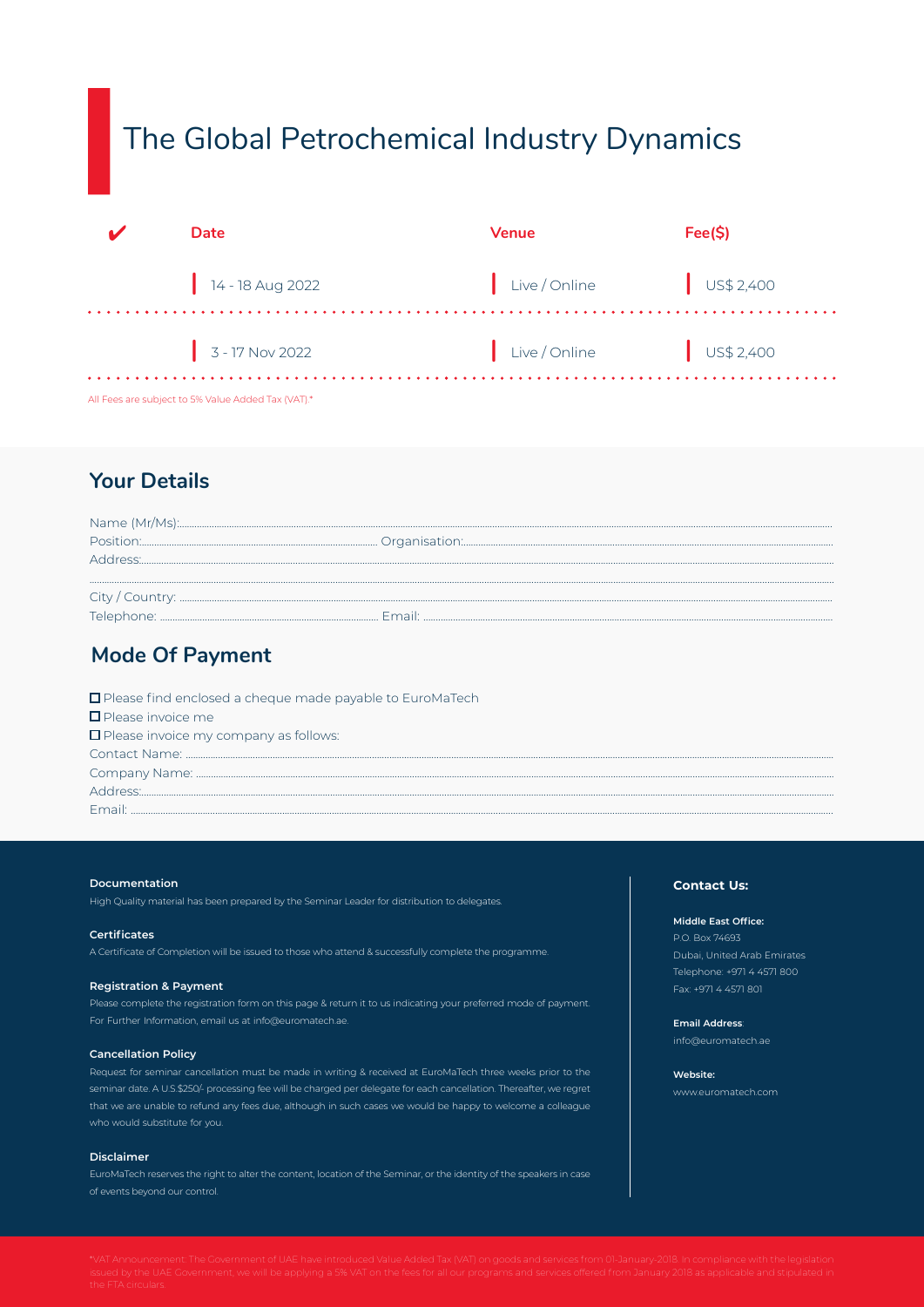# The Global Petrochemical Industry Dynamics

| ✔ | Date | Venue | Fee($) |
|---|---|---|---|
| | 14 - 18 Aug 2022 | Live / Online | US$ 2,400 |
| | 3 - 17 Nov 2022 | Live / Online | US$ 2,400 |

All Fees are subject to 5% Value Added Tax (VAT).*

## Your Details

Name (Mr/Ms):

Position: Organisation:

Address:

City / Country:

Telephone: Email:

## Mode Of Payment

- ☐ Please find enclosed a cheque made payable to EuroMaTech
- ☐ Please invoice me
- ☐ Please invoice my company as follows:

Contact Name:

Company Name:

Address:

Email:

### Documentation

High Quality material has been prepared by the Seminar Leader for distribution to delegates.

### Certificates

A Certificate of Completion will be issued to those who attend & successfully complete the programme.

### Registration & Payment

Please complete the registration form on this page & return it to us indicating your preferred mode of payment. For Further Information, email us at info@euromatech.ae.

### Cancellation Policy

Request for seminar cancellation must be made in writing & received at EuroMaTech three weeks prior to the seminar date. A U.S.$250/- processing fee will be charged per delegate for each cancellation. Thereafter, we regret that we are unable to refund any fees due, although in such cases we would be happy to welcome a colleague who would substitute for you.

### Disclaimer

EuroMaTech reserves the right to alter the content, location of the Seminar, or the identity of the speakers in case of events beyond our control.

### Contact Us:

**Middle East Office:**
P.O. Box 74693
Dubai, United Arab Emirates
Telephone: +971 4 4571 800
Fax: +971 4 4571 801

**Email Address**
info@euromatech.ae

**Website:**
www.euromatech.com

*VAT Announcement: The Government of UAE have introduced Value Added Tax (VAT) on goods and services from 01-January-2018. In compliance with the legislation issued by the UAE Government, we will be applying a 5% VAT on the fees for all our programs and services offered from January 2018 as applicable and stipulated in the FTA circulars.